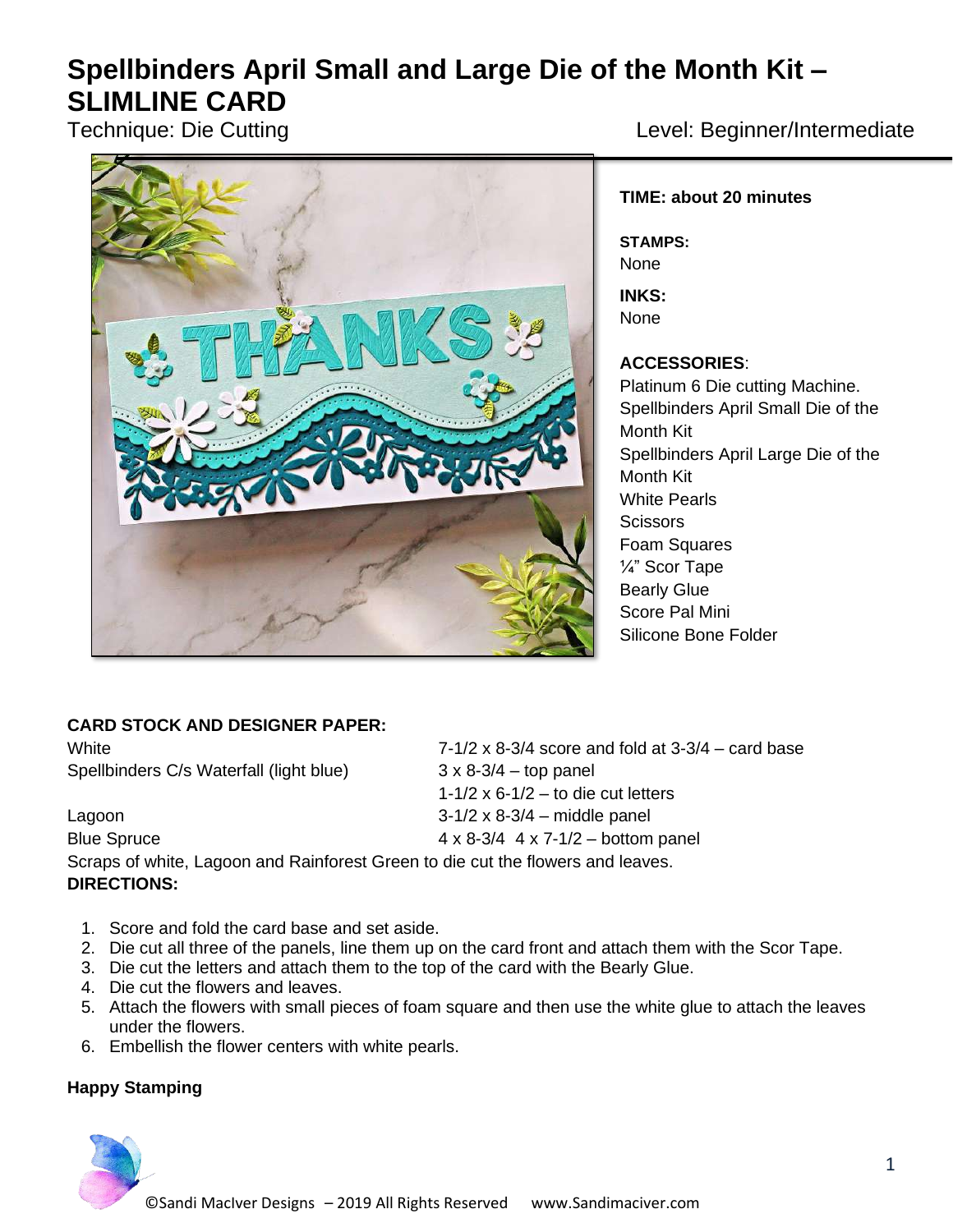# Spellbinders April Small and Large Die of the Month Kit – SLIMLINE CARD

Technique: Die Cutting

Level: Beginner/Intermediate

**TIME: about 20 minutes**

**STAMPS:**
None

**INKS:**
None

**ACCESSORIES**:
Platinum 6 Die cutting Machine.
Spellbinders April Small Die of the Month Kit
Spellbinders April Large Die of the Month Kit
White Pearls
Scissors
Foam Squares
¼" Scor Tape
Bearly Glue
Score Pal Mini
Silicone Bone Folder

**CARD STOCK AND DESIGNER PAPER:**

| | |
|---|---|
| White | 7-1/2 x 8-3/4 score and fold at 3-3/4 – card base |
| Spellbinders C/s Waterfall (light blue) | 3 x 8-3/4 – top panel |
| | 1-1/2 x 6-1/2 – to die cut letters |
| Lagoon | 3-1/2 x 8-3/4 – middle panel |
| Blue Spruce | 4 x 8-3/4 4 x 7-1/2 – bottom panel |

Scraps of white, Lagoon and Rainforest Green to die cut the flowers and leaves.

**DIRECTIONS:**

1. Score and fold the card base and set aside.
2. Die cut all three of the panels, line them up on the card front and attach them with the Scor Tape.
3. Die cut the letters and attach them to the top of the card with the Bearly Glue.
4. Die cut the flowers and leaves.
5. Attach the flowers with small pieces of foam square and then use the white glue to attach the leaves under the flowers.
6. Embellish the flower centers with white pearls.

**Happy Stamping**

©Sandi MacIver Designs – 2019 All Rights Reserved www.Sandimaciver.com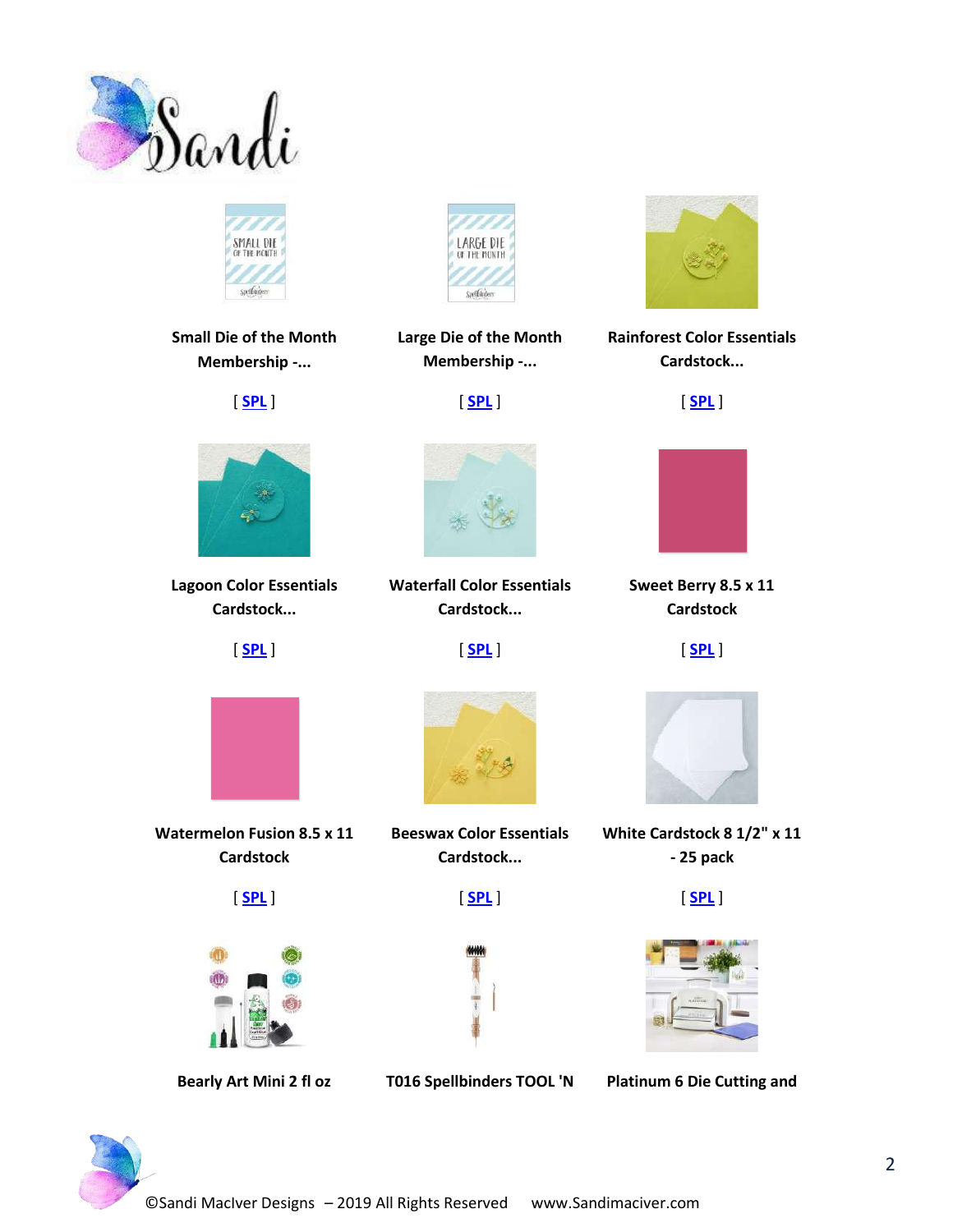**Small Die of the Month Membership -...**

[ SPL ]

**Large Die of the Month Membership -...**

[ SPL ]

**Rainforest Color Essentials Cardstock...**

[ SPL ]

**Lagoon Color Essentials Cardstock...**

[ SPL ]

**Waterfall Color Essentials Cardstock...**

[ SPL ]

**Sweet Berry 8.5 x 11 Cardstock**

[ SPL ]

**Watermelon Fusion 8.5 x 11 Cardstock**

[ SPL ]

**Beeswax Color Essentials Cardstock...**

[ SPL ]

**White Cardstock 8 1/2" x 11 - 25 pack**

[ SPL ]

**Bearly Art Mini 2 fl oz**

**T016 Spellbinders TOOL 'N**

**Platinum 6 Die Cutting and**

©Sandi MacIver Designs – 2019 All Rights Reserved www.Sandimaciver.com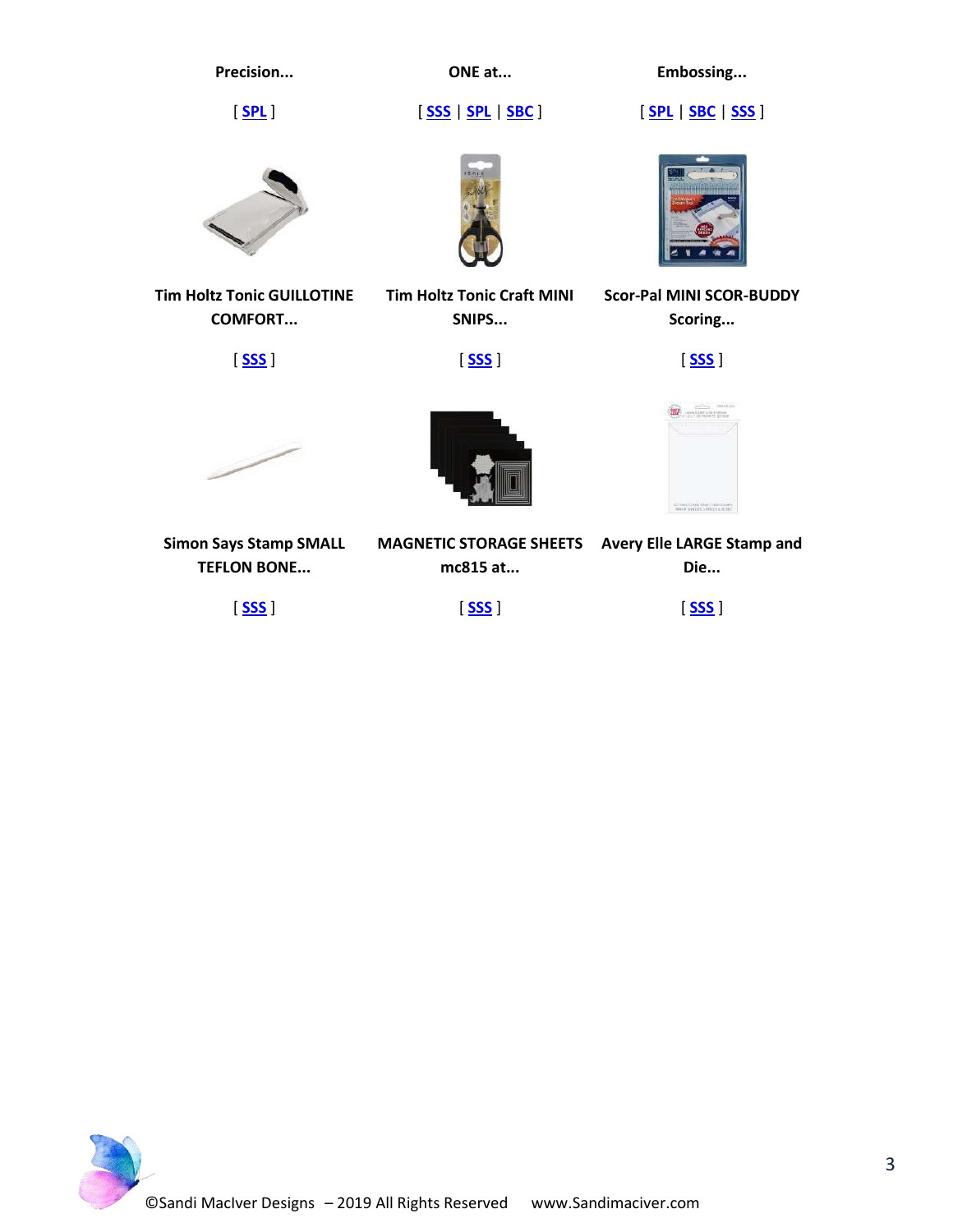| | | |
|---|---|---|
| **Precision...** | **ONE at...** | **Embossing...** |
| [ SPL ] | [ SSS \| SPL \| SBC ] | [ SPL \| SBC \| SSS ] |
| **Tim Holtz Tonic GUILLOTINE COMFORT...** | **Tim Holtz Tonic Craft MINI SNIPS...** | **Scor-Pal MINI SCOR-BUDDY Scoring...** |
| [ SSS ] | [ SSS ] | [ SSS ] |
| **Simon Says Stamp SMALL TEFLON BONE...** | **MAGNETIC STORAGE SHEETS mc815 at...** | **Avery Elle LARGE Stamp and Die...** |
| [ SSS ] | [ SSS ] | [ SSS ] |

©Sandi MacIver Designs – 2019 All Rights Reserved www.Sandimaciver.com